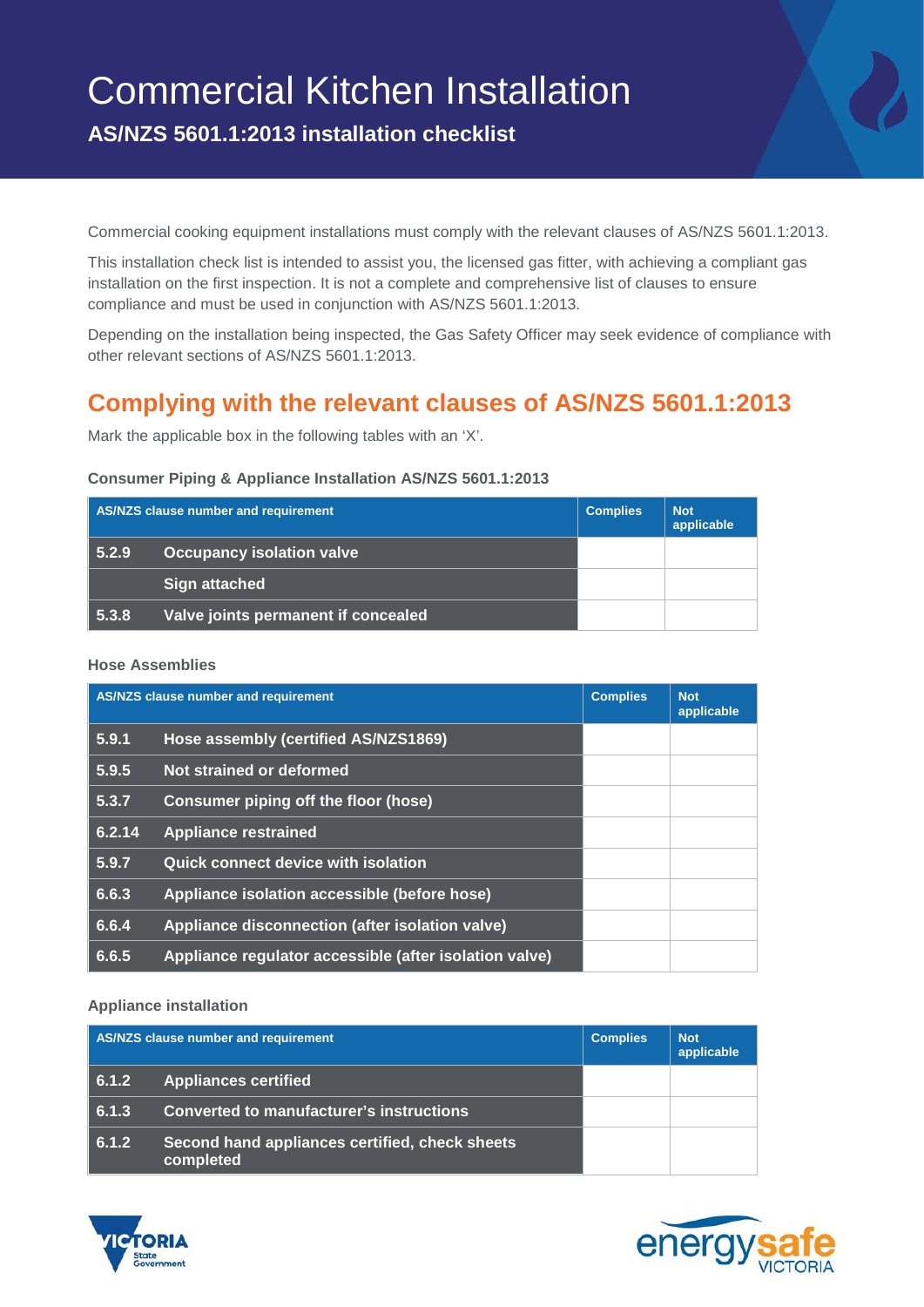# Commercial Kitchen Installation

## AS/NZS 5601.1:2013 installation checklist

Commercial cooking equipment installations must comply with the relevant clauses of AS/NZS 5601.1:2013.

This installation check list is intended to assist you, the licensed gas fitter, with achieving a compliant gas installation on the first inspection. It is not a complete and comprehensive list of clauses to ensure compliance and must be used in conjunction with AS/NZS 5601.1:2013.

Depending on the installation being inspected, the Gas Safety Officer may seek evidence of compliance with other relevant sections of AS/NZS 5601.1:2013.

## Complying with the relevant clauses of AS/NZS 5601.1:2013

Mark the applicable box in the following tables with an 'X'.

### Consumer Piping & Appliance Installation AS/NZS 5601.1:2013

| AS/NZS clause number and requirement | | Complies | Not applicable |
|---|---|---|---|
| 5.2.9 | Occupancy isolation valve | | |
| | Sign attached | | |
| 5.3.8 | Valve joints permanent if concealed | | |

### Hose Assemblies

| AS/NZS clause number and requirement | | Complies | Not applicable |
|---|---|---|---|
| 5.9.1 | Hose assembly (certified AS/NZS1869) | | |
| 5.9.5 | Not strained or deformed | | |
| 5.3.7 | Consumer piping off the floor (hose) | | |
| 6.2.14 | Appliance restrained | | |
| 5.9.7 | Quick connect device with isolation | | |
| 6.6.3 | Appliance isolation accessible (before hose) | | |
| 6.6.4 | Appliance disconnection (after isolation valve) | | |
| 6.6.5 | Appliance regulator accessible (after isolation valve) | | |

### Appliance installation

| AS/NZS clause number and requirement | | Complies | Not applicable |
|---|---|---|---|
| 6.1.2 | Appliances certified | | |
| 6.1.3 | Converted to manufacturer's instructions | | |
| 6.1.2 | Second hand appliances certified, check sheets completed | | |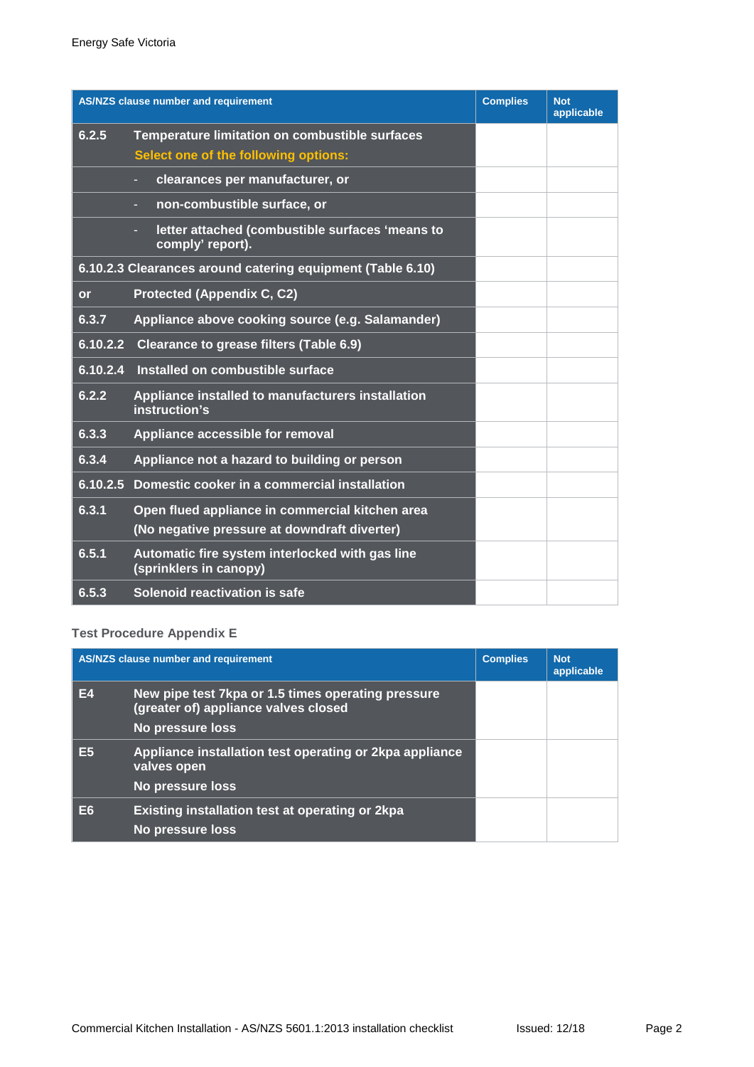| AS/NZS clause number and requirement | | Complies | Not applicable |
|---|---|---|---|
| 6.2.5 | Temperature limitation on combustible surfaces<br>Select one of the following options: | | |
| | - clearances per manufacturer, or | | |
| | - non-combustible surface, or | | |
| | - letter attached (combustible surfaces 'means to comply' report). | | |
| 6.10.2.3 | Clearances around catering equipment (Table 6.10) | | |
| or | Protected (Appendix C, C2) | | |
| 6.3.7 | Appliance above cooking source (e.g. Salamander) | | |
| 6.10.2.2 | Clearance to grease filters (Table 6.9) | | |
| 6.10.2.4 | Installed on combustible surface | | |
| 6.2.2 | Appliance installed to manufacturers installation instruction's | | |
| 6.3.3 | Appliance accessible for removal | | |
| 6.3.4 | Appliance not a hazard to building or person | | |
| 6.10.2.5 | Domestic cooker in a commercial installation | | |
| 6.3.1 | Open flued appliance in commercial kitchen area<br>(No negative pressure at downdraft diverter) | | |
| 6.5.1 | Automatic fire system interlocked with gas line (sprinklers in canopy) | | |
| 6.5.3 | Solenoid reactivation is safe | | |

### Test Procedure Appendix E

| AS/NZS clause number and requirement | | Complies | Not applicable |
|---|---|---|---|
| E4 | New pipe test 7kpa or 1.5 times operating pressure (greater of) appliance valves closed<br>No pressure loss | | |
| E5 | Appliance installation test operating or 2kpa appliance valves open<br>No pressure loss | | |
| E6 | Existing installation test at operating or 2kpa<br>No pressure loss | | |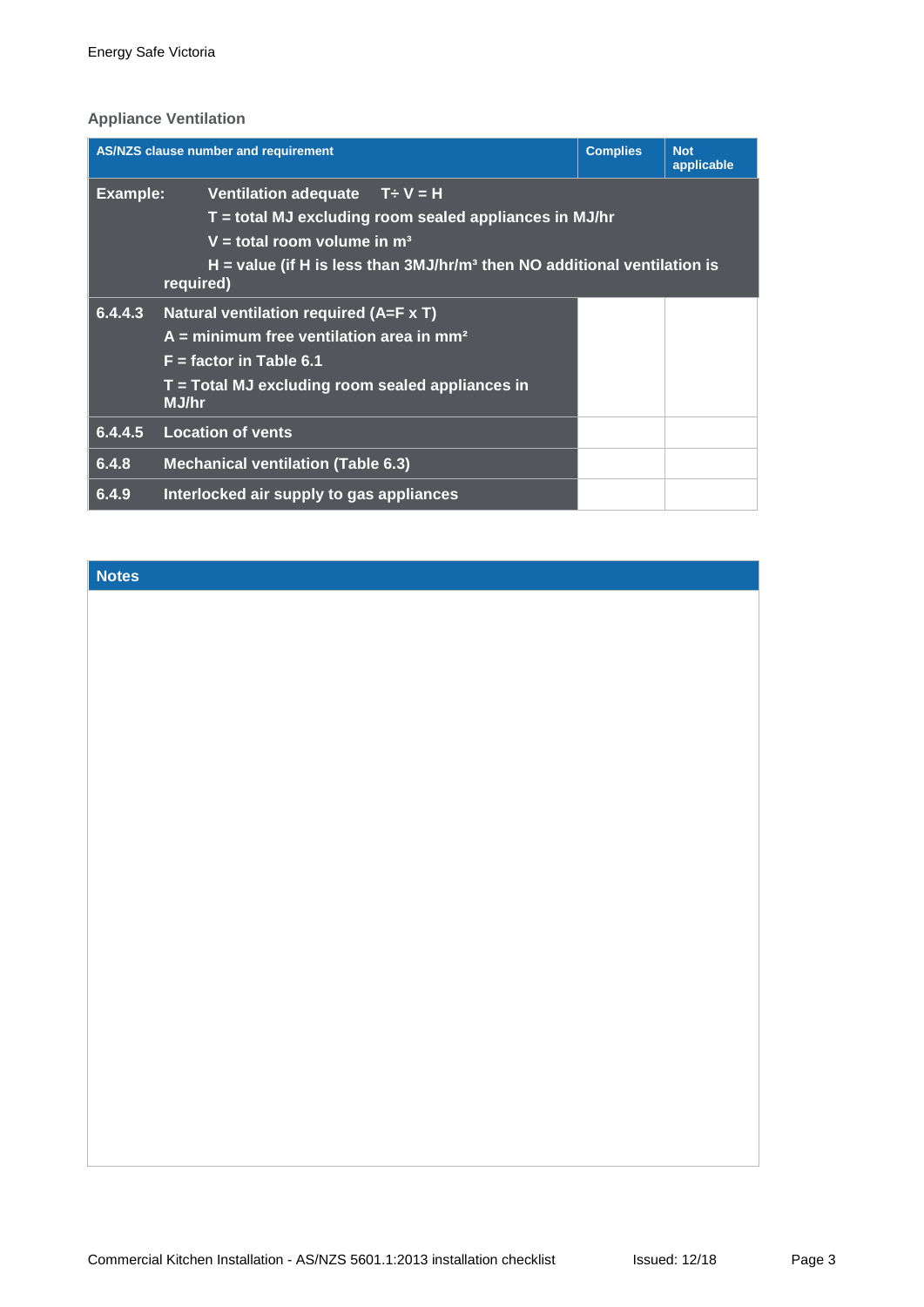## Appliance Ventilation

| AS/NZS clause number and requirement | | Complies | Not applicable |
|---|---|---|---|
| **Example:** | **Ventilation adequate $T \div V = H$**<br>**T = total MJ excluding room sealed appliances in MJ/hr**<br>**V = total room volume in m³**<br>**H = value (if H is less than 3MJ/hr/m³ then NO additional ventilation is required)** | | |
| **6.4.4.3** | **Natural ventilation required (A=F x T)**<br>**A = minimum free ventilation area in mm²**<br>**F = factor in Table 6.1**<br>**T = Total MJ excluding room sealed appliances in MJ/hr** | | |
| **6.4.4.5** | **Location of vents** | | |
| **6.4.8** | **Mechanical ventilation (Table 6.3)** | | |
| **6.4.9** | **Interlocked air supply to gas appliances** | | |

| Notes |
|---|
| |